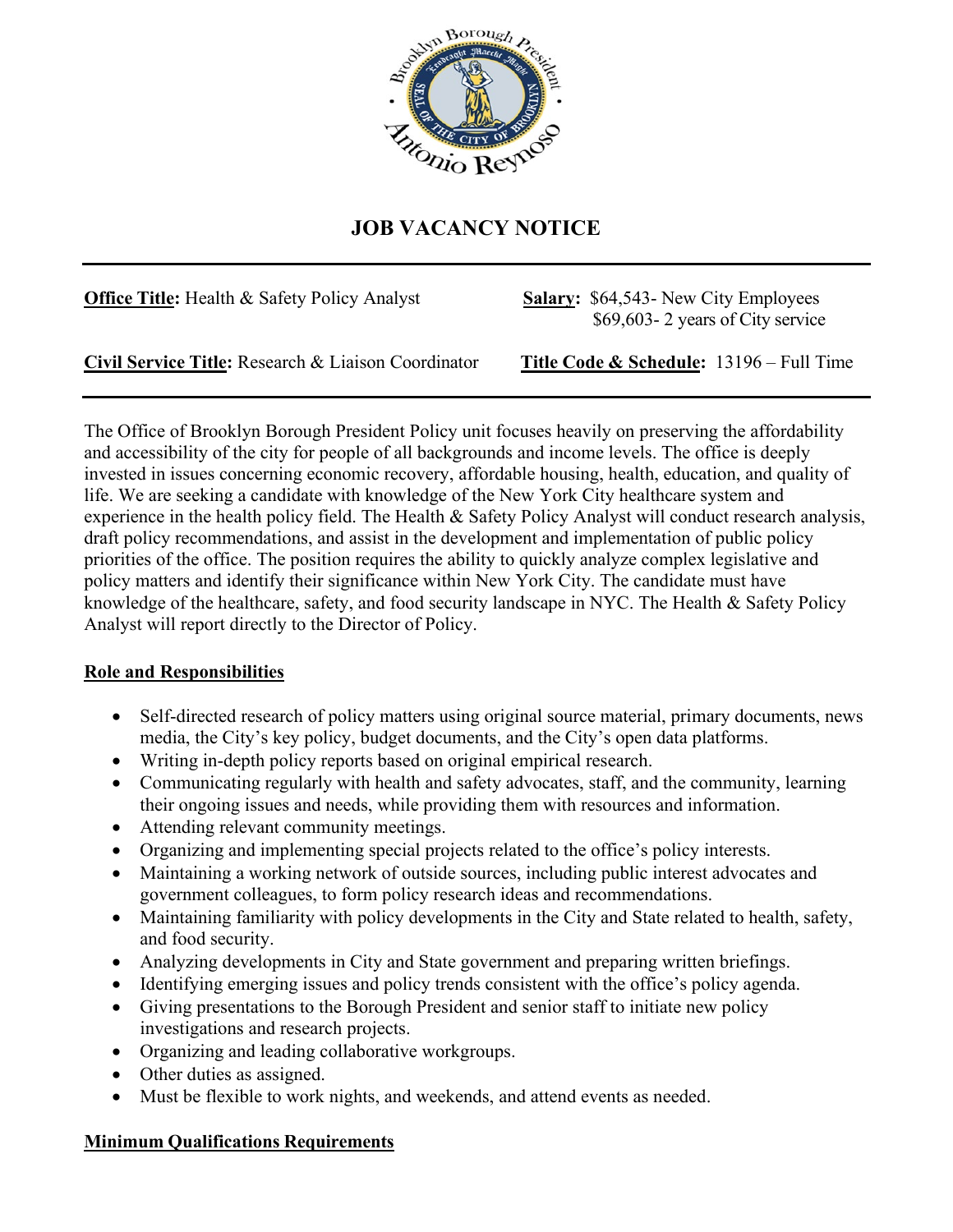# JOB VACANCY NOTICE

**Office Title:** Health & Safety Policy Analyst

**Salary:** $64,543- New City Employees
$69,603- 2 years of City service

**Civil Service Title:** Research & Liaison Coordinator

**Title Code & Schedule:** 13196 – Full Time

---

The Office of Brooklyn Borough President Policy unit focuses heavily on preserving the affordability and accessibility of the city for people of all backgrounds and income levels. The office is deeply invested in issues concerning economic recovery, affordable housing, health, education, and quality of life. We are seeking a candidate with knowledge of the New York City healthcare system and experience in the health policy field. The Health & Safety Policy Analyst will conduct research analysis, draft policy recommendations, and assist in the development and implementation of public policy priorities of the office. The position requires the ability to quickly analyze complex legislative and policy matters and identify their significance within New York City. The candidate must have knowledge of the healthcare, safety, and food security landscape in NYC. The Health & Safety Policy Analyst will report directly to the Director of Policy.

## Role and Responsibilities

- Self-directed research of policy matters using original source material, primary documents, news media, the City's key policy, budget documents, and the City's open data platforms.
- Writing in-depth policy reports based on original empirical research.
- Communicating regularly with health and safety advocates, staff, and the community, learning their ongoing issues and needs, while providing them with resources and information.
- Attending relevant community meetings.
- Organizing and implementing special projects related to the office's policy interests.
- Maintaining a working network of outside sources, including public interest advocates and government colleagues, to form policy research ideas and recommendations.
- Maintaining familiarity with policy developments in the City and State related to health, safety, and food security.
- Analyzing developments in City and State government and preparing written briefings.
- Identifying emerging issues and policy trends consistent with the office's policy agenda.
- Giving presentations to the Borough President and senior staff to initiate new policy investigations and research projects.
- Organizing and leading collaborative workgroups.
- Other duties as assigned.
- Must be flexible to work nights, and weekends, and attend events as needed.

## Minimum Qualifications Requirements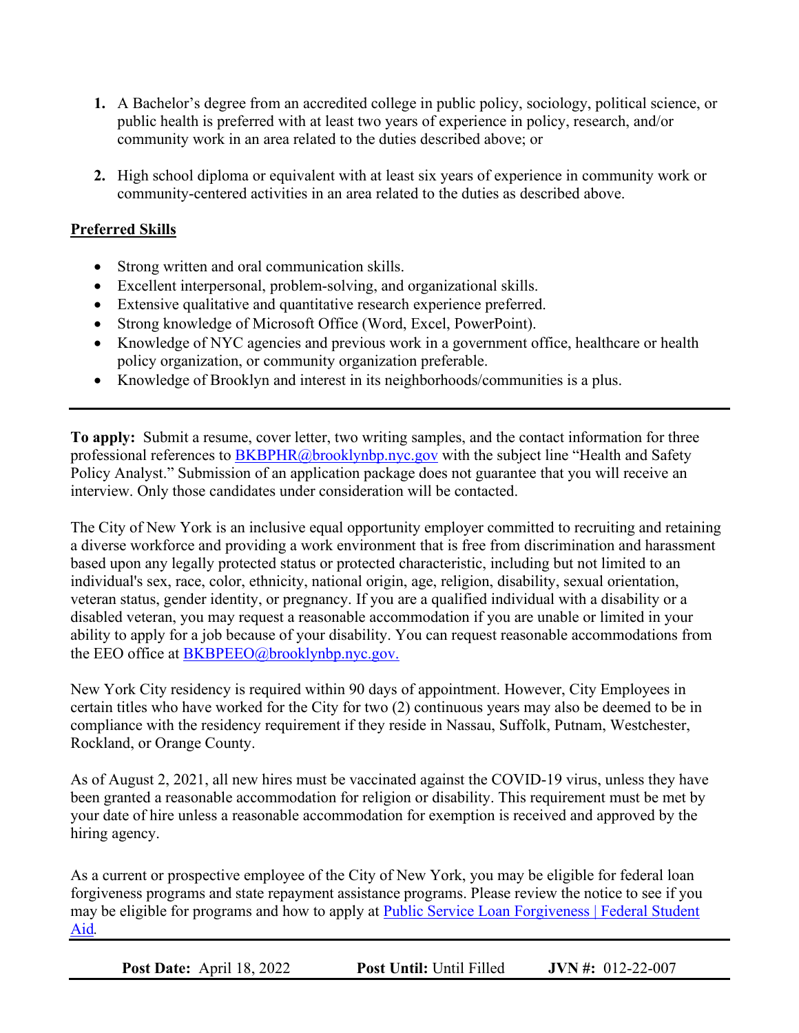1. A Bachelor's degree from an accredited college in public policy, sociology, political science, or public health is preferred with at least two years of experience in policy, research, and/or community work in an area related to the duties described above; or

2. High school diploma or equivalent with at least six years of experience in community work or community-centered activities in an area related to the duties as described above.

**Preferred Skills**

- Strong written and oral communication skills.
- Excellent interpersonal, problem-solving, and organizational skills.
- Extensive qualitative and quantitative research experience preferred.
- Strong knowledge of Microsoft Office (Word, Excel, PowerPoint).
- Knowledge of NYC agencies and previous work in a government office, healthcare or health policy organization, or community organization preferable.
- Knowledge of Brooklyn and interest in its neighborhoods/communities is a plus.

---

**To apply:** Submit a resume, cover letter, two writing samples, and the contact information for three professional references to BKBPHR@brooklynbp.nyc.gov with the subject line "Health and Safety Policy Analyst." Submission of an application package does not guarantee that you will receive an interview. Only those candidates under consideration will be contacted.

The City of New York is an inclusive equal opportunity employer committed to recruiting and retaining a diverse workforce and providing a work environment that is free from discrimination and harassment based upon any legally protected status or protected characteristic, including but not limited to an individual's sex, race, color, ethnicity, national origin, age, religion, disability, sexual orientation, veteran status, gender identity, or pregnancy. If you are a qualified individual with a disability or a disabled veteran, you may request a reasonable accommodation if you are unable or limited in your ability to apply for a job because of your disability. You can request reasonable accommodations from the EEO office at BKBPEEO@brooklynbp.nyc.gov.

New York City residency is required within 90 days of appointment. However, City Employees in certain titles who have worked for the City for two (2) continuous years may also be deemed to be in compliance with the residency requirement if they reside in Nassau, Suffolk, Putnam, Westchester, Rockland, or Orange County.

As of August 2, 2021, all new hires must be vaccinated against the COVID-19 virus, unless they have been granted a reasonable accommodation for religion or disability. This requirement must be met by your date of hire unless a reasonable accommodation for exemption is received and approved by the hiring agency.

As a current or prospective employee of the City of New York, you may be eligible for federal loan forgiveness programs and state repayment assistance programs. Please review the notice to see if you may be eligible for programs and how to apply at Public Service Loan Forgiveness | Federal Student Aid.

---

**Post Date:** April 18, 2022 **Post Until:** Until Filled **JVN #:** 012-22-007